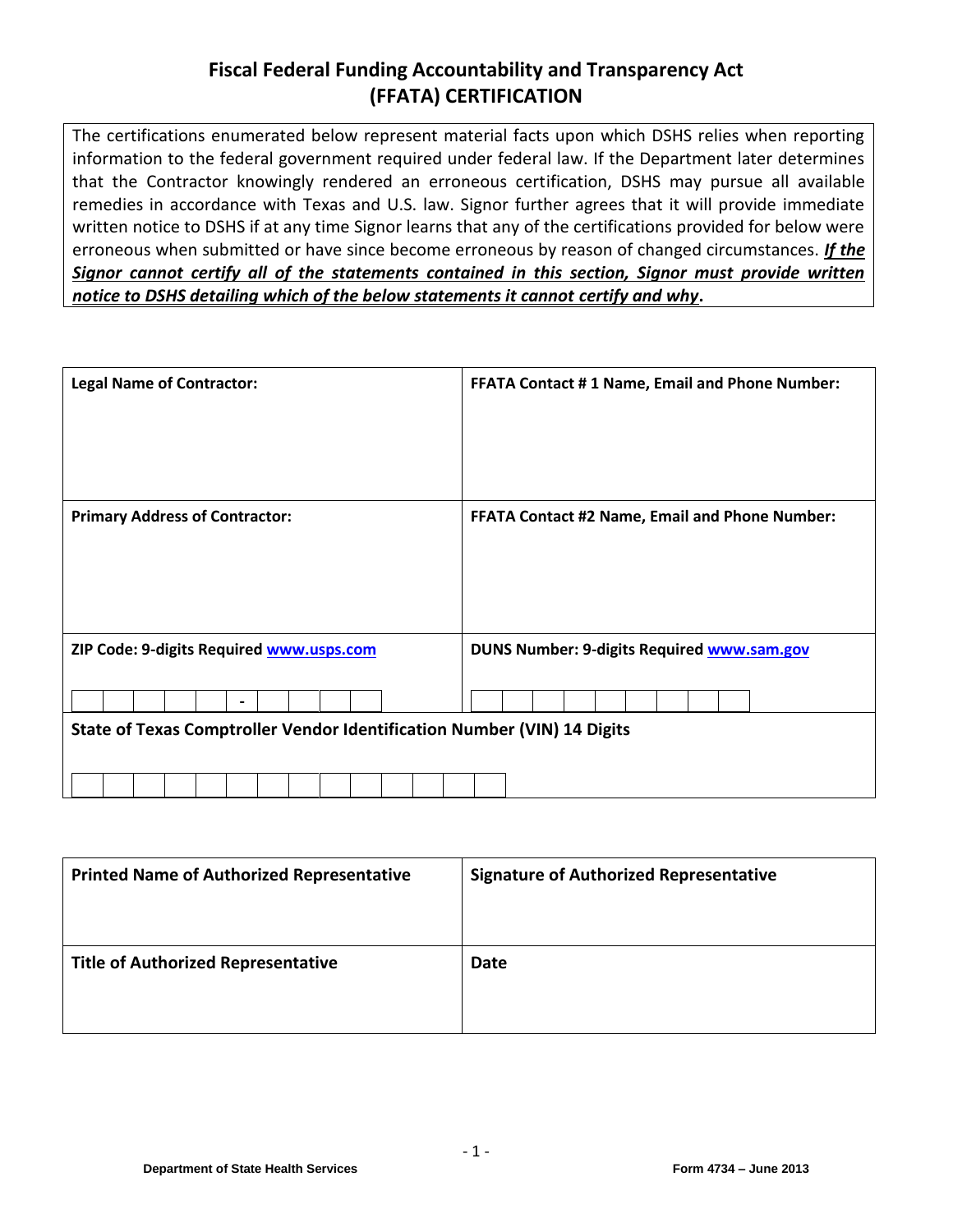# Fiscal Federal Funding Accountability and Transparency Act (FFATA) CERTIFICATION

The certifications enumerated below represent material facts upon which DSHS relies when reporting information to the federal government required under federal law. If the Department later determines that the Contractor knowingly rendered an erroneous certification, DSHS may pursue all available remedies in accordance with Texas and U.S. law. Signor further agrees that it will provide immediate written notice to DSHS if at any time Signor learns that any of the certifications provided for below were erroneous when submitted or have since become erroneous by reason of changed circumstances. ***If the Signor cannot certify all of the statements contained in this section, Signor must provide written notice to DSHS detailing which of the below statements it cannot certify and why*.**

| **Legal Name of Contractor:** | **FFATA Contact # 1 Name, Email and Phone Number:** |
|---|---|
| **Primary Address of Contractor:** | **FFATA Contact #2 Name, Email and Phone Number:** |
| **ZIP Code: 9-digits Required www.usps.com**<br>_ _ _ _ _ - _ _ _ _ | **DUNS Number: 9-digits Required www.sam.gov**<br>_ _ _ _ _ _ _ _ _ |
| **State of Texas Comptroller Vendor Identification Number (VIN) 14 Digits**<br>_ _ _ _ _ _ _ _ _ _ _ _ _ _ | |

| **Printed Name of Authorized Representative** | **Signature of Authorized Representative** |
|---|---|
| **Title of Authorized Representative** | **Date** |

**Department of State Health Services** **Form 4734 – June 2013**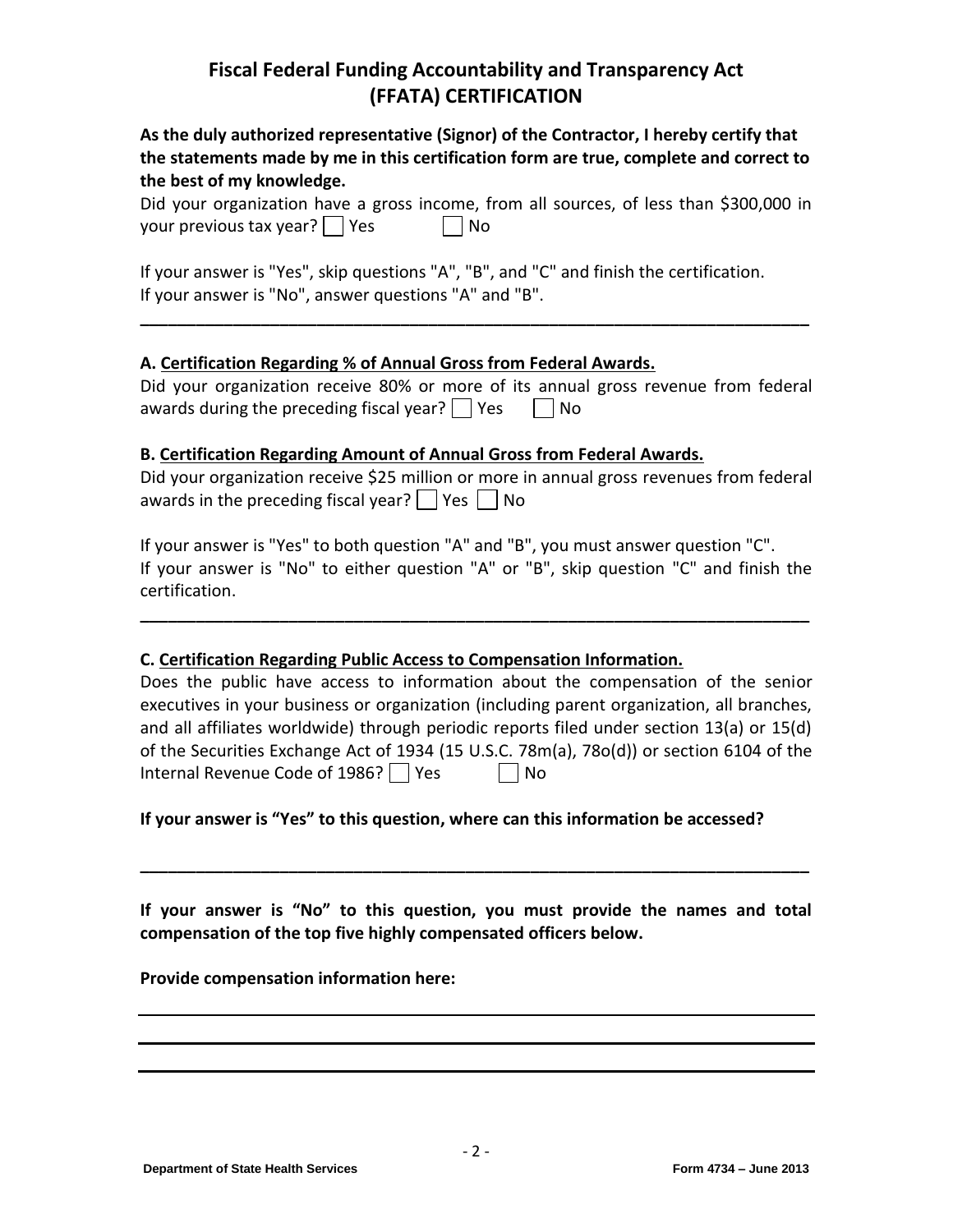# Fiscal Federal Funding Accountability and Transparency Act (FFATA) CERTIFICATION

**As the duly authorized representative (Signor) of the Contractor, I hereby certify that the statements made by me in this certification form are true, complete and correct to the best of my knowledge.**

Did your organization have a gross income, from all sources, of less than $300,000 in your previous tax year? ☐ Yes ☐ No

If your answer is "Yes", skip questions "A", "B", and "C" and finish the certification.
If your answer is "No", answer questions "A" and "B".

---

**A. Certification Regarding % of Annual Gross from Federal Awards.**

Did your organization receive 80% or more of its annual gross revenue from federal awards during the preceding fiscal year? ☐ Yes ☐ No

**B. Certification Regarding Amount of Annual Gross from Federal Awards.**

Did your organization receive $25 million or more in annual gross revenues from federal awards in the preceding fiscal year? ☐ Yes ☐ No

If your answer is "Yes" to both question "A" and "B", you must answer question "C".
If your answer is "No" to either question "A" or "B", skip question "C" and finish the certification.

---

**C. Certification Regarding Public Access to Compensation Information.**

Does the public have access to information about the compensation of the senior executives in your business or organization (including parent organization, all branches, and all affiliates worldwide) through periodic reports filed under section 13(a) or 15(d) of the Securities Exchange Act of 1934 (15 U.S.C. 78m(a), 78o(d)) or section 6104 of the Internal Revenue Code of 1986? ☐ Yes ☐ No

**If your answer is "Yes" to this question, where can this information be accessed?**

---

**If your answer is "No" to this question, you must provide the names and total compensation of the top five highly compensated officers below.**

**Provide compensation information here:**

---

---

---

Department of State Health Services Form 4734 – June 2013